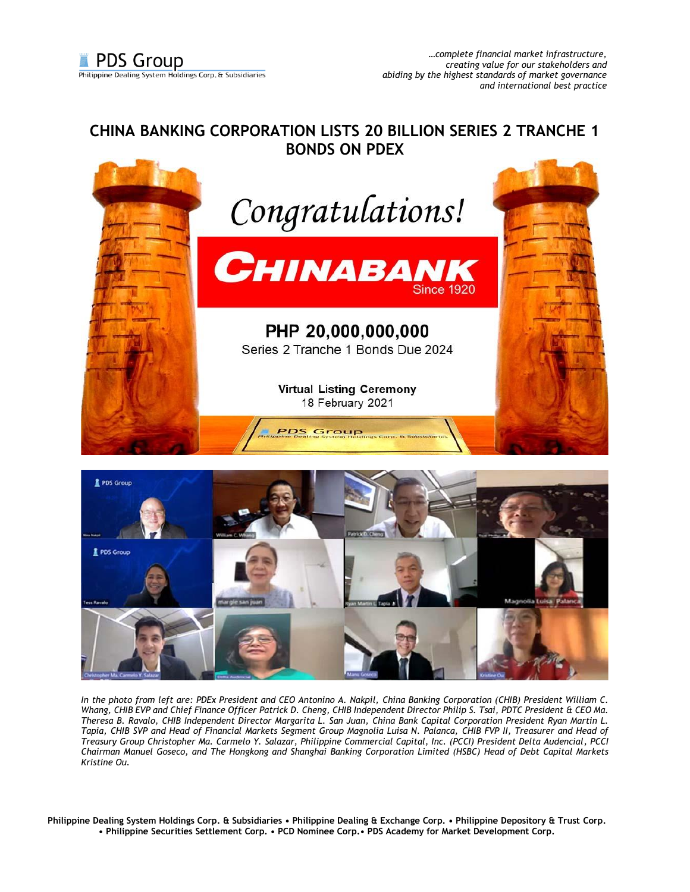*…complete financial market infrastructure, creating value for our stakeholders and abiding by the highest standards of market governance and international best practice*

# CHINA BANKING CORPORATION LISTS 20 BILLION SERIES 2 TRANCHE 1 BONDS ON PDEX

Congratulations!

CHINABANK
Since 1920

**PHP 20,000,000,000**
Series 2 Tranche 1 Bonds Due 2024

**Virtual Listing Ceremony**
18 February 2021

*In the photo from left are: PDEx President and CEO Antonino A. Nakpil, China Banking Corporation (CHIB) President William C. Whang, CHIB EVP and Chief Finance Officer Patrick D. Cheng, CHIB Independent Director Philip S. Tsai, PDTC President & CEO Ma. Theresa B. Ravalo, CHIB Independent Director Margarita L. San Juan, China Bank Capital Corporation President Ryan Martin L. Tapia, CHIB SVP and Head of Financial Markets Segment Group Magnolia Luisa N. Palanca, CHIB FVP II, Treasurer and Head of Treasury Group Christopher Ma. Carmelo Y. Salazar, Philippine Commercial Capital, Inc. (PCCI) President Delta Audencial, PCCI Chairman Manuel Goseco, and The Hongkong and Shanghai Banking Corporation Limited (HSBC) Head of Debt Capital Markets Kristine Ou.*

**Philippine Dealing System Holdings Corp. & Subsidiaries • Philippine Dealing & Exchange Corp. • Philippine Depository & Trust Corp. • Philippine Securities Settlement Corp. • PCD Nominee Corp.• PDS Academy for Market Development Corp.**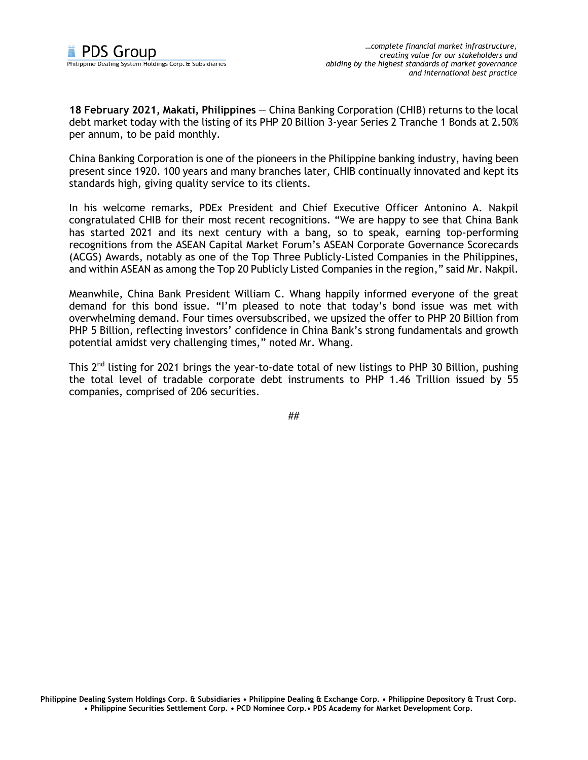**18 February 2021, Makati, Philippines** — China Banking Corporation (CHIB) returns to the local debt market today with the listing of its PHP 20 Billion 3-year Series 2 Tranche 1 Bonds at 2.50% per annum, to be paid monthly.

China Banking Corporation is one of the pioneers in the Philippine banking industry, having been present since 1920. 100 years and many branches later, CHIB continually innovated and kept its standards high, giving quality service to its clients.

In his welcome remarks, PDEx President and Chief Executive Officer Antonino A. Nakpil congratulated CHIB for their most recent recognitions. "We are happy to see that China Bank has started 2021 and its next century with a bang, so to speak, earning top-performing recognitions from the ASEAN Capital Market Forum's ASEAN Corporate Governance Scorecards (ACGS) Awards, notably as one of the Top Three Publicly-Listed Companies in the Philippines, and within ASEAN as among the Top 20 Publicly Listed Companies in the region," said Mr. Nakpil.

Meanwhile, China Bank President William C. Whang happily informed everyone of the great demand for this bond issue. "I'm pleased to note that today's bond issue was met with overwhelming demand. Four times oversubscribed, we upsized the offer to PHP 20 Billion from PHP 5 Billion, reflecting investors' confidence in China Bank's strong fundamentals and growth potential amidst very challenging times," noted Mr. Whang.

This 2nd listing for 2021 brings the year-to-date total of new listings to PHP 30 Billion, pushing the total level of tradable corporate debt instruments to PHP 1.46 Trillion issued by 55 companies, comprised of 206 securities.

##